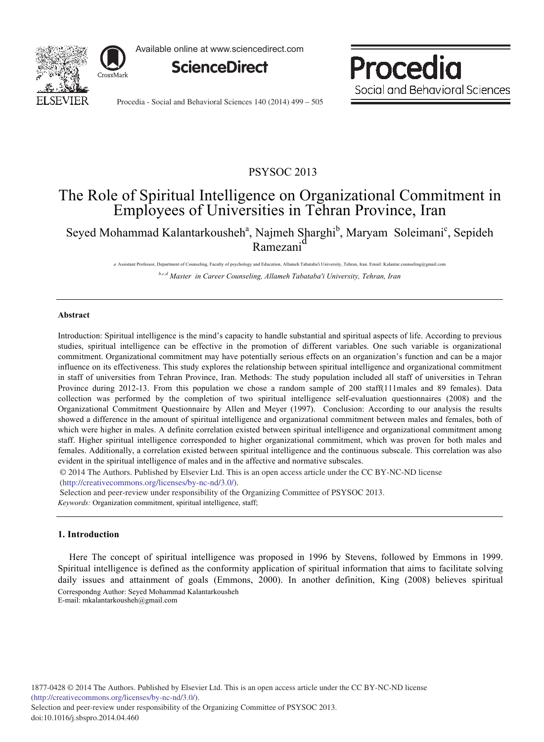PSYSOC 2013

# The Role of Spiritual Intelligence on Organizational Commitment in Employees of Universities in Tehran Province, Iran

Seyed Mohammad Kalantarkousheh[a], Najmeh Sharghi[b], Maryam Soleimani[c], Sepideh Ramezani[d]

[a] Assistant Professor, Department of Counseling, Faculty of psychology and Education, Allameh Tabataba'i University, Tehran, Iran. Email: Kalantar.counseling@gmail.com

[b,c,d] *Master in Career Counseling, Allameh Tabataba'i University, Tehran, Iran*

---

### Abstract

Introduction: Spiritual intelligence is the mind's capacity to handle substantial and spiritual aspects of life. According to previous studies, spiritual intelligence can be effective in the promotion of different variables. One such variable is organizational commitment. Organizational commitment may have potentially serious effects on an organization's function and can be a major influence on its effectiveness. This study explores the relationship between spiritual intelligence and organizational commitment in staff of universities from Tehran Province, Iran. Methods: The study population included all staff of universities in Tehran Province during 2012-13. From this population we chose a random sample of 200 staff(111males and 89 females). Data collection was performed by the completion of two spiritual intelligence self-evaluation questionnaires (2008) and the Organizational Commitment Questionnaire by Allen and Meyer (1997). Conclusion: According to our analysis the results showed a difference in the amount of spiritual intelligence and organizational commitment between males and females, both of which were higher in males. A definite correlation existed between spiritual intelligence and organizational commitment among staff. Higher spiritual intelligence corresponded to higher organizational commitment, which was proven for both males and females. Additionally, a correlation existed between spiritual intelligence and the continuous subscale. This correlation was also evident in the spiritual intelligence of males and in the affective and normative subscales.

© 2014 The Authors. Published by Elsevier Ltd. This is an open access article under the CC BY-NC-ND license (http://creativecommons.org/licenses/by-nc-nd/3.0/).

Selection and peer-review under responsibility of the Organizing Committee of PSYSOC 2013.

*Keywords:* Organization commitment, spiritual intelligence, staff;

---

### 1. Introduction

Here The concept of spiritual intelligence was proposed in 1996 by Stevens, followed by Emmons in 1999. Spiritual intelligence is defined as the conformity application of spiritual information that aims to facilitate solving daily issues and attainment of goals (Emmons, 2000). In another definition, King (2008) believes spiritual

Correspondng Author: Seyed Mohammad Kalantarkousheh
E-mail: mkalantarkousheh@gmail.com

1877-0428 © 2014 The Authors. Published by Elsevier Ltd. This is an open access article under the CC BY-NC-ND license (http://creativecommons.org/licenses/by-nc-nd/3.0/).
Selection and peer-review under responsibility of the Organizing Committee of PSYSOC 2013.
doi:10.1016/j.sbspro.2014.04.460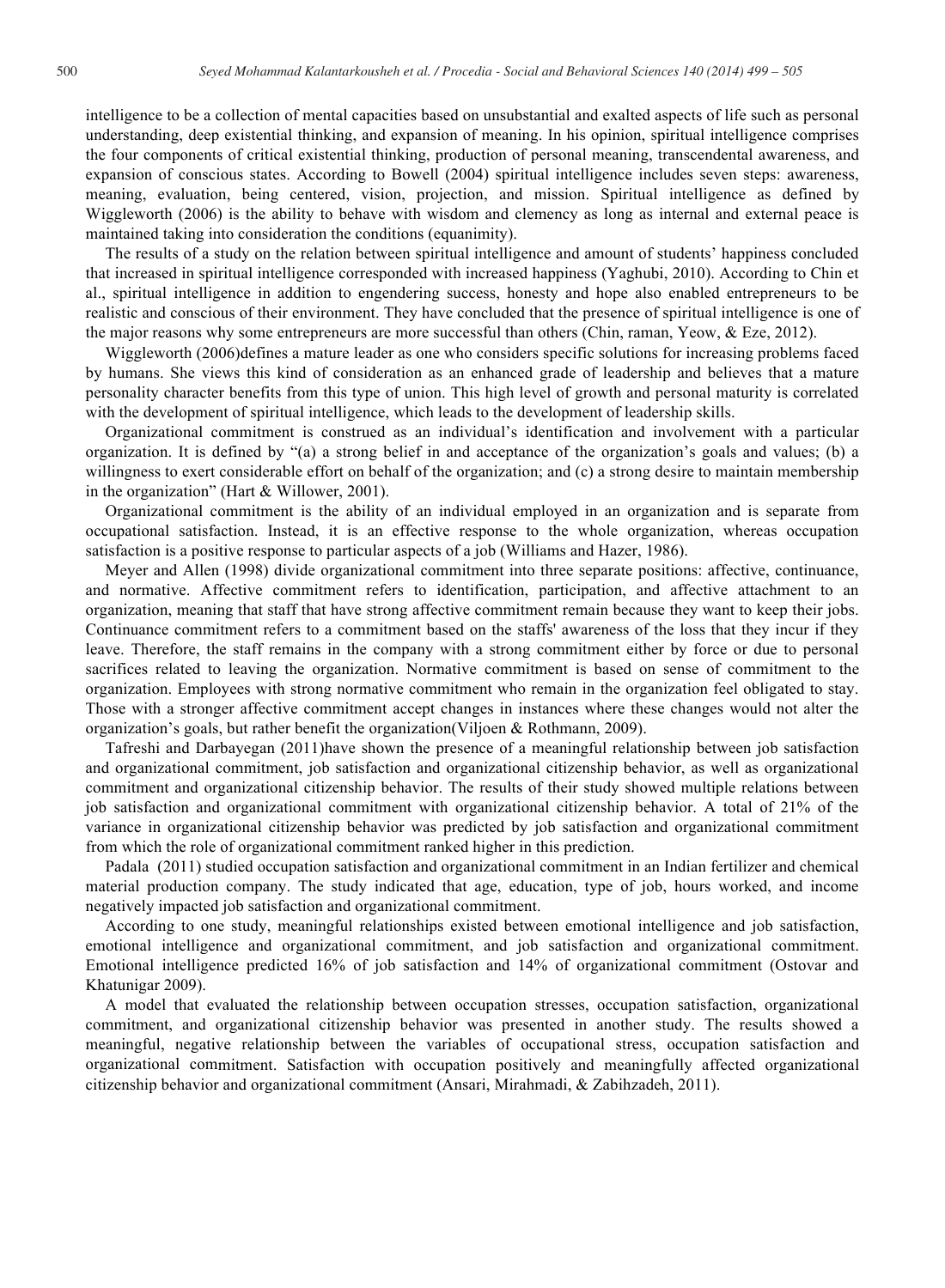intelligence to be a collection of mental capacities based on unsubstantial and exalted aspects of life such as personal understanding, deep existential thinking, and expansion of meaning. In his opinion, spiritual intelligence comprises the four components of critical existential thinking, production of personal meaning, transcendental awareness, and expansion of conscious states. According to Bowell (2004) spiritual intelligence includes seven steps: awareness, meaning, evaluation, being centered, vision, projection, and mission. Spiritual intelligence as defined by Wiggleworth (2006) is the ability to behave with wisdom and clemency as long as internal and external peace is maintained taking into consideration the conditions (equanimity).

The results of a study on the relation between spiritual intelligence and amount of students' happiness concluded that increased in spiritual intelligence corresponded with increased happiness (Yaghubi, 2010). According to Chin et al., spiritual intelligence in addition to engendering success, honesty and hope also enabled entrepreneurs to be realistic and conscious of their environment. They have concluded that the presence of spiritual intelligence is one of the major reasons why some entrepreneurs are more successful than others (Chin, raman, Yeow, & Eze, 2012).

Wiggleworth (2006)defines a mature leader as one who considers specific solutions for increasing problems faced by humans. She views this kind of consideration as an enhanced grade of leadership and believes that a mature personality character benefits from this type of union. This high level of growth and personal maturity is correlated with the development of spiritual intelligence, which leads to the development of leadership skills.

Organizational commitment is construed as an individual's identification and involvement with a particular organization. It is defined by "(a) a strong belief in and acceptance of the organization's goals and values; (b) a willingness to exert considerable effort on behalf of the organization; and (c) a strong desire to maintain membership in the organization" (Hart & Willower, 2001).

Organizational commitment is the ability of an individual employed in an organization and is separate from occupational satisfaction. Instead, it is an effective response to the whole organization, whereas occupation satisfaction is a positive response to particular aspects of a job (Williams and Hazer, 1986).

Meyer and Allen (1998) divide organizational commitment into three separate positions: affective, continuance, and normative. Affective commitment refers to identification, participation, and affective attachment to an organization, meaning that staff that have strong affective commitment remain because they want to keep their jobs. Continuance commitment refers to a commitment based on the staffs' awareness of the loss that they incur if they leave. Therefore, the staff remains in the company with a strong commitment either by force or due to personal sacrifices related to leaving the organization. Normative commitment is based on sense of commitment to the organization. Employees with strong normative commitment who remain in the organization feel obligated to stay. Those with a stronger affective commitment accept changes in instances where these changes would not alter the organization's goals, but rather benefit the organization(Viljoen & Rothmann, 2009).

Tafreshi and Darbayegan (2011)have shown the presence of a meaningful relationship between job satisfaction and organizational commitment, job satisfaction and organizational citizenship behavior, as well as organizational commitment and organizational citizenship behavior. The results of their study showed multiple relations between job satisfaction and organizational commitment with organizational citizenship behavior. A total of 21% of the variance in organizational citizenship behavior was predicted by job satisfaction and organizational commitment from which the role of organizational commitment ranked higher in this prediction.

Padala (2011) studied occupation satisfaction and organizational commitment in an Indian fertilizer and chemical material production company. The study indicated that age, education, type of job, hours worked, and income negatively impacted job satisfaction and organizational commitment.

According to one study, meaningful relationships existed between emotional intelligence and job satisfaction, emotional intelligence and organizational commitment, and job satisfaction and organizational commitment. Emotional intelligence predicted 16% of job satisfaction and 14% of organizational commitment (Ostovar and Khatunigar 2009).

A model that evaluated the relationship between occupation stresses, occupation satisfaction, organizational commitment, and organizational citizenship behavior was presented in another study. The results showed a meaningful, negative relationship between the variables of occupational stress, occupation satisfaction and organizational commitment. Satisfaction with occupation positively and meaningfully affected organizational citizenship behavior and organizational commitment (Ansari, Mirahmadi, & Zabihzadeh, 2011).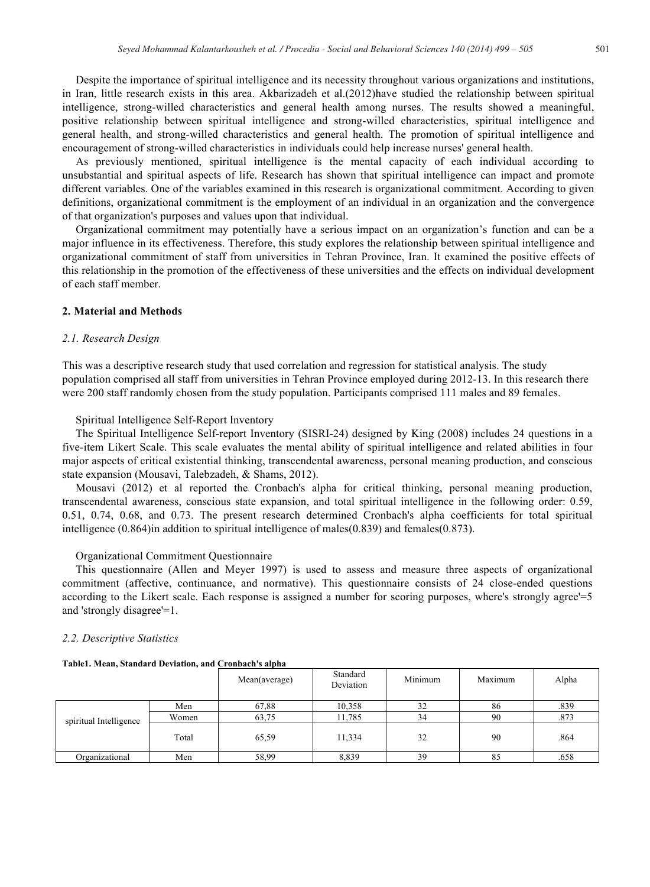Despite the importance of spiritual intelligence and its necessity throughout various organizations and institutions, in Iran, little research exists in this area. Akbarizadeh et al.(2012)have studied the relationship between spiritual intelligence, strong-willed characteristics and general health among nurses. The results showed a meaningful, positive relationship between spiritual intelligence and strong-willed characteristics, spiritual intelligence and general health, and strong-willed characteristics and general health. The promotion of spiritual intelligence and encouragement of strong-willed characteristics in individuals could help increase nurses' general health.

As previously mentioned, spiritual intelligence is the mental capacity of each individual according to unsubstantial and spiritual aspects of life. Research has shown that spiritual intelligence can impact and promote different variables. One of the variables examined in this research is organizational commitment. According to given definitions, organizational commitment is the employment of an individual in an organization and the convergence of that organization's purposes and values upon that individual.

Organizational commitment may potentially have a serious impact on an organization's function and can be a major influence in its effectiveness. Therefore, this study explores the relationship between spiritual intelligence and organizational commitment of staff from universities in Tehran Province, Iran. It examined the positive effects of this relationship in the promotion of the effectiveness of these universities and the effects on individual development of each staff member.

## 2. Material and Methods

### *2.1. Research Design*

This was a descriptive research study that used correlation and regression for statistical analysis. The study population comprised all staff from universities in Tehran Province employed during 2012-13. In this research there were 200 staff randomly chosen from the study population. Participants comprised 111 males and 89 females.

Spiritual Intelligence Self-Report Inventory

The Spiritual Intelligence Self-report Inventory (SISRI-24) designed by King (2008) includes 24 questions in a five-item Likert Scale. This scale evaluates the mental ability of spiritual intelligence and related abilities in four major aspects of critical existential thinking, transcendental awareness, personal meaning production, and conscious state expansion (Mousavi, Talebzadeh, & Shams, 2012).

Mousavi (2012) et al reported the Cronbach's alpha for critical thinking, personal meaning production, transcendental awareness, conscious state expansion, and total spiritual intelligence in the following order: 0.59, 0.51, 0.74, 0.68, and 0.73. The present research determined Cronbach's alpha coefficients for total spiritual intelligence (0.864)in addition to spiritual intelligence of males(0.839) and females(0.873).

Organizational Commitment Questionnaire

This questionnaire (Allen and Meyer 1997) is used to assess and measure three aspects of organizational commitment (affective, continuance, and normative). This questionnaire consists of 24 close-ended questions according to the Likert scale. Each response is assigned a number for scoring purposes, where's strongly agree'=5 and 'strongly disagree'=1.

### *2.2. Descriptive Statistics*

**Table1. Mean, Standard Deviation, and Cronbach's alpha**

| | | Mean(average) | Standard Deviation | Minimum | Maximum | Alpha |
|---|---|---|---|---|---|---|
| spiritual Intelligence | Men | 67,88 | 10,358 | 32 | 86 | .839 |
| | Women | 63,75 | 11,785 | 34 | 90 | .873 |
| | Total | 65,59 | 11,334 | 32 | 90 | .864 |
| Organizational | Men | 58,99 | 8,839 | 39 | 85 | .658 |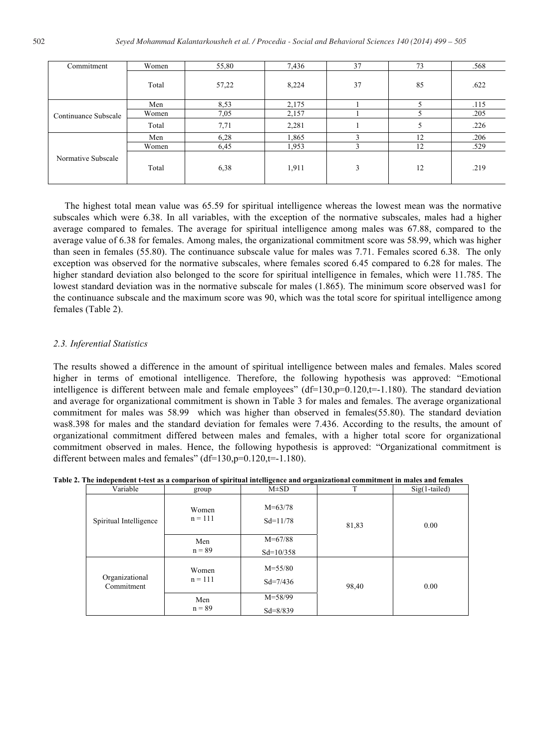| Commitment | Women | 55,80 | 7,436 | 37 | 73 | .568 |
|---|---|---|---|---|---|---|
| | Total | 57,22 | 8,224 | 37 | 85 | .622 |
| Continuance Subscale | Men | 8,53 | 2,175 | 1 | 5 | .115 |
| | Women | 7,05 | 2,157 | 1 | 5 | .205 |
| | Total | 7,71 | 2,281 | 1 | 5 | .226 |
| Normative Subscale | Men | 6,28 | 1,865 | 3 | 12 | .206 |
| | Women | 6,45 | 1,953 | 3 | 12 | .529 |
| | Total | 6,38 | 1,911 | 3 | 12 | .219 |

The highest total mean value was 65.59 for spiritual intelligence whereas the lowest mean was the normative subscales which were 6.38. In all variables, with the exception of the normative subscales, males had a higher average compared to females. The average for spiritual intelligence among males was 67.88, compared to the average value of 6.38 for females. Among males, the organizational commitment score was 58.99, which was higher than seen in females (55.80). The continuance subscale value for males was 7.71. Females scored 6.38. The only exception was observed for the normative subscales, where females scored 6.45 compared to 6.28 for males. The higher standard deviation also belonged to the score for spiritual intelligence in females, which were 11.785. The lowest standard deviation was in the normative subscale for males (1.865). The minimum score observed was1 for the continuance subscale and the maximum score was 90, which was the total score for spiritual intelligence among females (Table 2).

### 2.3. Inferential Statistics

The results showed a difference in the amount of spiritual intelligence between males and females. Males scored higher in terms of emotional intelligence. Therefore, the following hypothesis was approved: "Emotional intelligence is different between male and female employees" (df=130,p=0.120,t=-1.180). The standard deviation and average for organizational commitment is shown in Table 3 for males and females. The average organizational commitment for males was 58.99 which was higher than observed in females(55.80). The standard deviation was8.398 for males and the standard deviation for females were 7.436. According to the results, the amount of organizational commitment differed between males and females, with a higher total score for organizational commitment observed in males. Hence, the following hypothesis is approved: "Organizational commitment is different between males and females" (df=130,p=0.120,t=-1.180).

**Table 2. The independent t-test as a comparison of spiritual intelligence and organizational commitment in males and females**

| Variable | group | M±SD | T | Sig(1-tailed) |
|---|---|---|---|---|
| Spiritual Intelligence | Women n = 111 | M=63/78 Sd=11/78 | 81,83 | 0.00 |
| | Men n = 89 | M=67/88 Sd=10/358 | | |
| Organizational Commitment | Women n = 111 | M=55/80 Sd=7/436 | 98,40 | 0.00 |
| | Men n = 89 | M=58/99 Sd=8/839 | | |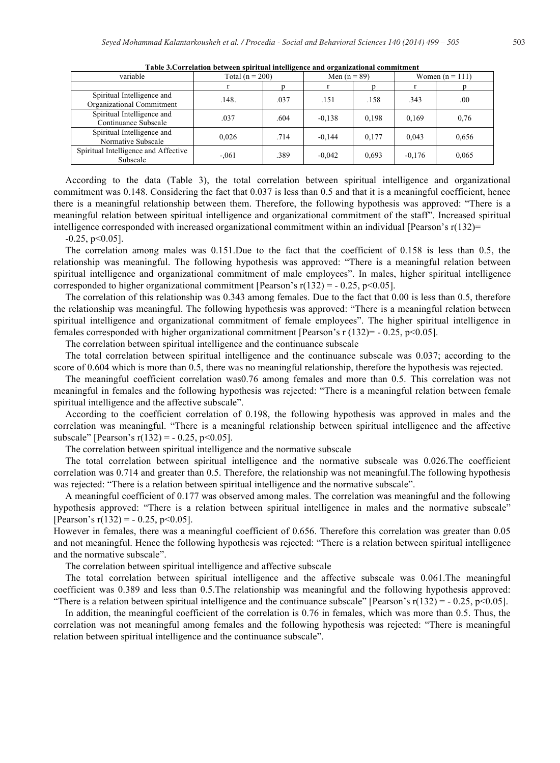**Table 3.Correlation between spiritual intelligence and organizational commitment**

| variable | Total (n = 200) | | Men (n = 89) | | Women (n = 111) | |
|---|---|---|---|---|---|---|
| | r | p | r | p | r | p |
| Spiritual Intelligence and Organizational Commitment | .148. | .037 | .151 | .158 | .343 | .00 |
| Spiritual Intelligence and Continuance Subscale | .037 | .604 | -0,138 | 0,198 | 0,169 | 0,76 |
| Spiritual Intelligence and Normative Subscale | 0,026 | .714 | -0,144 | 0,177 | 0,043 | 0,656 |
| Spiritual Intelligence and Affective Subscale | -,061 | .389 | -0,042 | 0,693 | -0,176 | 0,065 |

According to the data (Table 3), the total correlation between spiritual intelligence and organizational commitment was 0.148. Considering the fact that 0.037 is less than 0.5 and that it is a meaningful coefficient, hence there is a meaningful relationship between them. Therefore, the following hypothesis was approved: "There is a meaningful relation between spiritual intelligence and organizational commitment of the staff". Increased spiritual intelligence corresponded with increased organizational commitment within an individual [Pearson's $r(132)= -0.25$, $p<0.05$].

The correlation among males was 0.151.Due to the fact that the coefficient of 0.158 is less than 0.5, the relationship was meaningful. The following hypothesis was approved: "There is a meaningful relation between spiritual intelligence and organizational commitment of male employees". In males, higher spiritual intelligence corresponded to higher organizational commitment [Pearson's $r(132) = - 0.25$, $p<0.05$].

The correlation of this relationship was 0.343 among females. Due to the fact that 0.00 is less than 0.5, therefore the relationship was meaningful. The following hypothesis was approved: "There is a meaningful relation between spiritual intelligence and organizational commitment of female employees". The higher spiritual intelligence in females corresponded with higher organizational commitment [Pearson's $r (132)= - 0.25$, $p<0.05$].

The correlation between spiritual intelligence and the continuance subscale

The total correlation between spiritual intelligence and the continuance subscale was 0.037; according to the score of 0.604 which is more than 0.5, there was no meaningful relationship, therefore the hypothesis was rejected.

The meaningful coefficient correlation was0.76 among females and more than 0.5. This correlation was not meaningful in females and the following hypothesis was rejected: "There is a meaningful relation between female spiritual intelligence and the affective subscale".

According to the coefficient correlation of 0.198, the following hypothesis was approved in males and the correlation was meaningful. "There is a meaningful relationship between spiritual intelligence and the affective subscale" [Pearson's $r(132) = - 0.25$, $p<0.05$].

The correlation between spiritual intelligence and the normative subscale

The total correlation between spiritual intelligence and the normative subscale was 0.026.The coefficient correlation was 0.714 and greater than 0.5. Therefore, the relationship was not meaningful.The following hypothesis was rejected: "There is a relation between spiritual intelligence and the normative subscale".

A meaningful coefficient of 0.177 was observed among males. The correlation was meaningful and the following hypothesis approved: "There is a relation between spiritual intelligence in males and the normative subscale" [Pearson's $r(132) = - 0.25$, $p<0.05$].

However in females, there was a meaningful coefficient of 0.656. Therefore this correlation was greater than 0.05 and not meaningful. Hence the following hypothesis was rejected: "There is a relation between spiritual intelligence and the normative subscale".

The correlation between spiritual intelligence and affective subscale

The total correlation between spiritual intelligence and the affective subscale was 0.061.The meaningful coefficient was 0.389 and less than 0.5.The relationship was meaningful and the following hypothesis approved: "There is a relation between spiritual intelligence and the continuance subscale" [Pearson's $r(132) = - 0.25$, $p<0.05$].

In addition, the meaningful coefficient of the correlation is 0.76 in females, which was more than 0.5. Thus, the correlation was not meaningful among females and the following hypothesis was rejected: "There is meaningful relation between spiritual intelligence and the continuance subscale".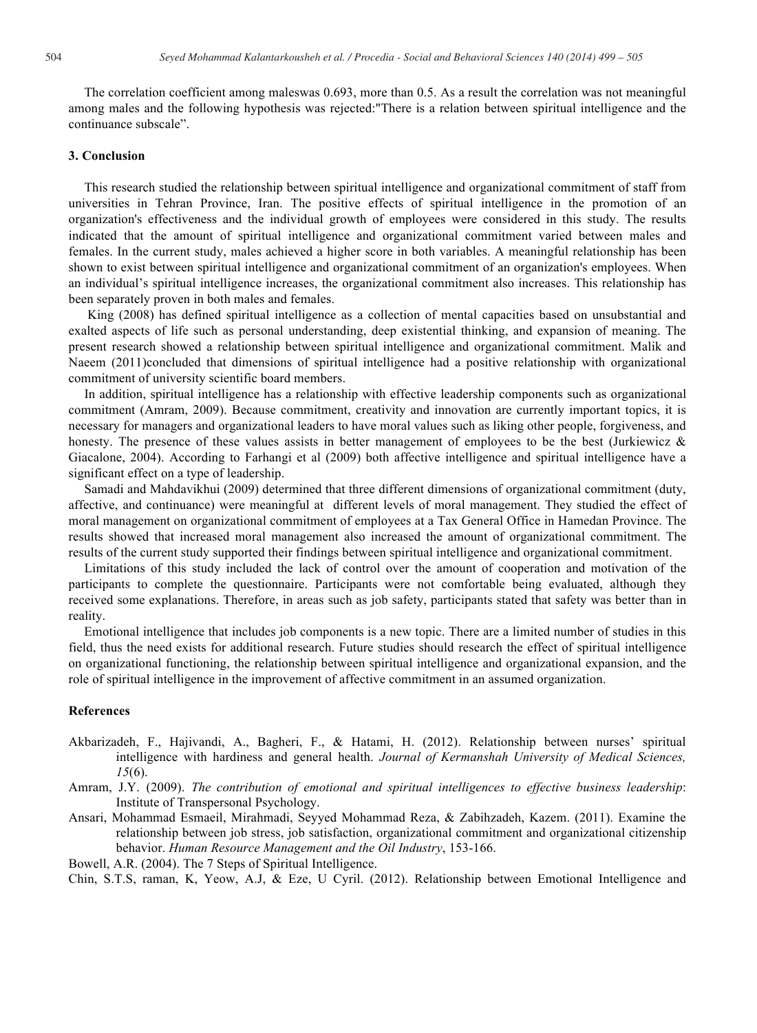The correlation coefficient among maleswas 0.693, more than 0.5. As a result the correlation was not meaningful among males and the following hypothesis was rejected:"There is a relation between spiritual intelligence and the continuance subscale".

## 3. Conclusion

This research studied the relationship between spiritual intelligence and organizational commitment of staff from universities in Tehran Province, Iran. The positive effects of spiritual intelligence in the promotion of an organization's effectiveness and the individual growth of employees were considered in this study. The results indicated that the amount of spiritual intelligence and organizational commitment varied between males and females. In the current study, males achieved a higher score in both variables. A meaningful relationship has been shown to exist between spiritual intelligence and organizational commitment of an organization's employees. When an individual's spiritual intelligence increases, the organizational commitment also increases. This relationship has been separately proven in both males and females.

King (2008) has defined spiritual intelligence as a collection of mental capacities based on unsubstantial and exalted aspects of life such as personal understanding, deep existential thinking, and expansion of meaning. The present research showed a relationship between spiritual intelligence and organizational commitment. Malik and Naeem (2011)concluded that dimensions of spiritual intelligence had a positive relationship with organizational commitment of university scientific board members.

In addition, spiritual intelligence has a relationship with effective leadership components such as organizational commitment (Amram, 2009). Because commitment, creativity and innovation are currently important topics, it is necessary for managers and organizational leaders to have moral values such as liking other people, forgiveness, and honesty. The presence of these values assists in better management of employees to be the best (Jurkiewicz & Giacalone, 2004). According to Farhangi et al (2009) both affective intelligence and spiritual intelligence have a significant effect on a type of leadership.

Samadi and Mahdavikhui (2009) determined that three different dimensions of organizational commitment (duty, affective, and continuance) were meaningful at different levels of moral management. They studied the effect of moral management on organizational commitment of employees at a Tax General Office in Hamedan Province. The results showed that increased moral management also increased the amount of organizational commitment. The results of the current study supported their findings between spiritual intelligence and organizational commitment.

Limitations of this study included the lack of control over the amount of cooperation and motivation of the participants to complete the questionnaire. Participants were not comfortable being evaluated, although they received some explanations. Therefore, in areas such as job safety, participants stated that safety was better than in reality.

Emotional intelligence that includes job components is a new topic. There are a limited number of studies in this field, thus the need exists for additional research. Future studies should research the effect of spiritual intelligence on organizational functioning, the relationship between spiritual intelligence and organizational expansion, and the role of spiritual intelligence in the improvement of affective commitment in an assumed organization.

## References

Akbarizadeh, F., Hajivandi, A., Bagheri, F., & Hatami, H. (2012). Relationship between nurses' spiritual intelligence with hardiness and general health. *Journal of Kermanshah University of Medical Sciences, 15*(6).

Amram, J.Y. (2009). *The contribution of emotional and spiritual intelligences to effective business leadership*: Institute of Transpersonal Psychology.

Ansari, Mohammad Esmaeil, Mirahmadi, Seyyed Mohammad Reza, & Zabihzadeh, Kazem. (2011). Examine the relationship between job stress, job satisfaction, organizational commitment and organizational citizenship behavior. *Human Resource Management and the Oil Industry*, 153-166.

Bowell, A.R. (2004). The 7 Steps of Spiritual Intelligence.

Chin, S.T.S, raman, K, Yeow, A.J, & Eze, U Cyril. (2012). Relationship between Emotional Intelligence and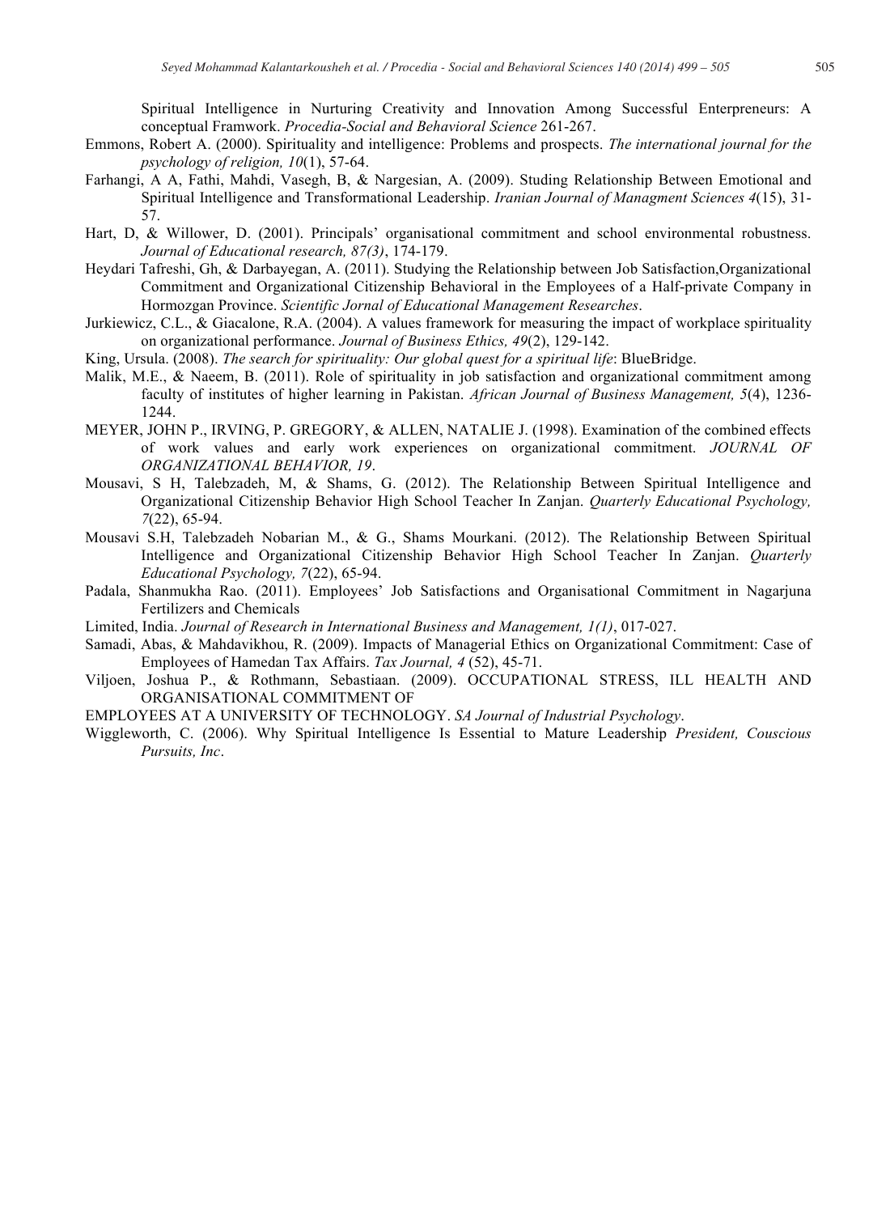Spiritual Intelligence in Nurturing Creativity and Innovation Among Successful Enterpreneurs: A conceptual Framwork. *Procedia-Social and Behavioral Science* 261-267.

Emmons, Robert A. (2000). Spirituality and intelligence: Problems and prospects. *The international journal for the psychology of religion, 10*(1), 57-64.

Farhangi, A A, Fathi, Mahdi, Vasegh, B, & Nargesian, A. (2009). Studing Relationship Between Emotional and Spiritual Intelligence and Transformational Leadership. *Iranian Journal of Managment Sciences 4*(15), 31-57.

Hart, D, & Willower, D. (2001). Principals' organisational commitment and school environmental robustness. *Journal of Educational research, 87(3)*, 174-179.

Heydari Tafreshi, Gh, & Darbayegan, A. (2011). Studying the Relationship between Job Satisfaction,Organizational Commitment and Organizational Citizenship Behavioral in the Employees of a Half-private Company in Hormozgan Province. *Scientific Jornal of Educational Management Researches*.

Jurkiewicz, C.L., & Giacalone, R.A. (2004). A values framework for measuring the impact of workplace spirituality on organizational performance. *Journal of Business Ethics, 49*(2), 129-142.

King, Ursula. (2008). *The search for spirituality: Our global quest for a spiritual life*: BlueBridge.

Malik, M.E., & Naeem, B. (2011). Role of spirituality in job satisfaction and organizational commitment among faculty of institutes of higher learning in Pakistan. *African Journal of Business Management, 5*(4), 1236-1244.

MEYER, JOHN P., IRVING, P. GREGORY, & ALLEN, NATALIE J. (1998). Examination of the combined effects of work values and early work experiences on organizational commitment. *JOURNAL OF ORGANIZATIONAL BEHAVIOR, 19*.

Mousavi, S H, Talebzadeh, M, & Shams, G. (2012). The Relationship Between Spiritual Intelligence and Organizational Citizenship Behavior High School Teacher In Zanjan. *Quarterly Educational Psychology, 7*(22), 65-94.

Mousavi S.H, Talebzadeh Nobarian M., & G., Shams Mourkani. (2012). The Relationship Between Spiritual Intelligence and Organizational Citizenship Behavior High School Teacher In Zanjan. *Quarterly Educational Psychology, 7*(22), 65-94.

Padala, Shanmukha Rao. (2011). Employees' Job Satisfactions and Organisational Commitment in Nagarjuna Fertilizers and Chemicals

Limited, India. *Journal of Research in International Business and Management, 1(1)*, 017-027.

Samadi, Abas, & Mahdavikhou, R. (2009). Impacts of Managerial Ethics on Organizational Commitment: Case of Employees of Hamedan Tax Affairs. *Tax Journal, 4* (52), 45-71.

Viljoen, Joshua P., & Rothmann, Sebastiaan. (2009). OCCUPATIONAL STRESS, ILL HEALTH AND ORGANISATIONAL COMMITMENT OF

EMPLOYEES AT A UNIVERSITY OF TECHNOLOGY. *SA Journal of Industrial Psychology*.

Wiggleworth, C. (2006). Why Spiritual Intelligence Is Essential to Mature Leadership *President, Couscious Pursuits, Inc*.